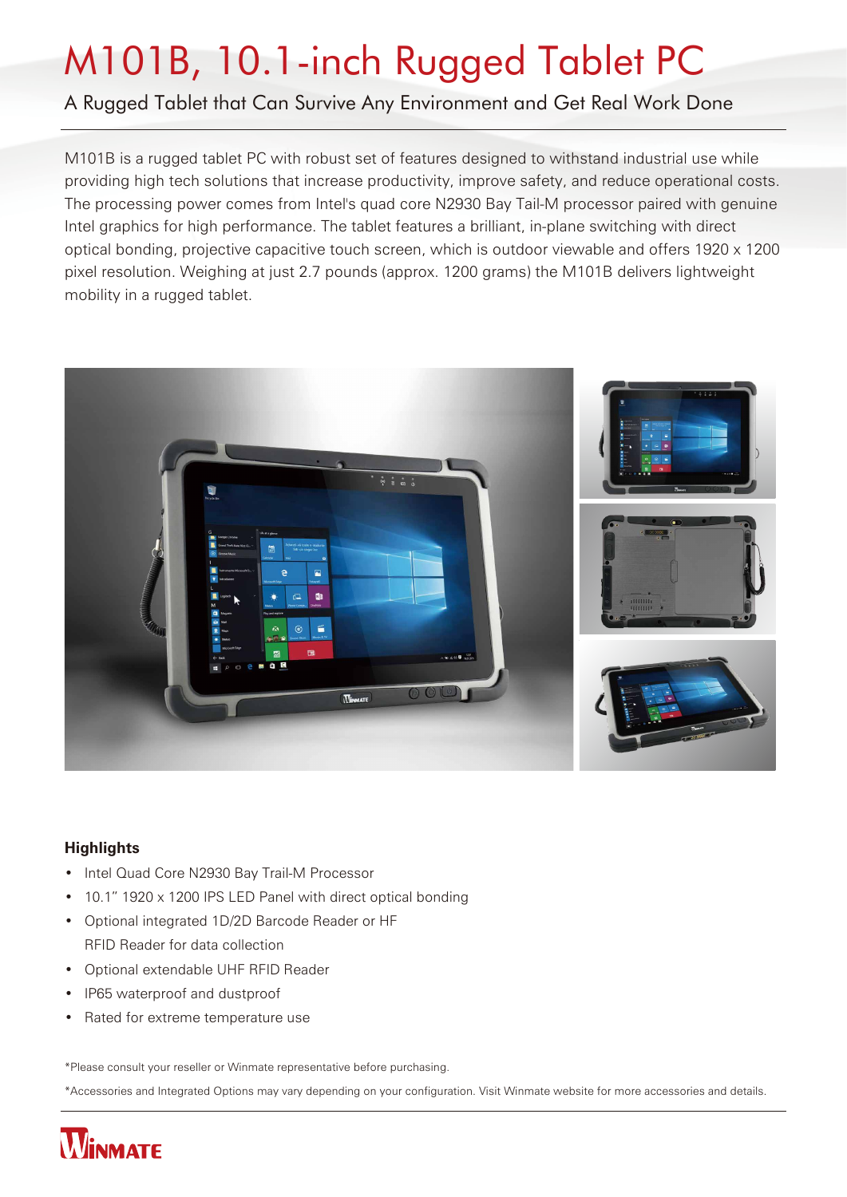# M101B, 10.1-inch Rugged Tablet PC

## A Rugged Tablet that Can Survive Any Environment and Get Real Work Done

M101B is a rugged tablet PC with robust set of features designed to withstand industrial use while providing high tech solutions that increase productivity, improve safety, and reduce operational costs. The processing power comes from Intel's quad core N2930 Bay Tail-M processor paired with genuine Intel graphics for high performance. The tablet features a brilliant, in-plane switching with direct optical bonding, projective capacitive touch screen, which is outdoor viewable and offers 1920 x 1200 pixel resolution. Weighing at just 2.7 pounds (approx. 1200 grams) the M101B delivers lightweight mobility in a rugged tablet.

### Highlights

- Intel Quad Core N2930 Bay Trail-M Processor
- 10.1" 1920 x 1200 IPS LED Panel with direct optical bonding
- Optional integrated 1D/2D Barcode Reader or HF RFID Reader for data collection
- Optional extendable UHF RFID Reader
- IP65 waterproof and dustproof
- Rated for extreme temperature use

*Please consult your reseller or Winmate representative before purchasing.

*Accessories and Integrated Options may vary depending on your configuration. Visit Winmate website for more accessories and details.

WINMATE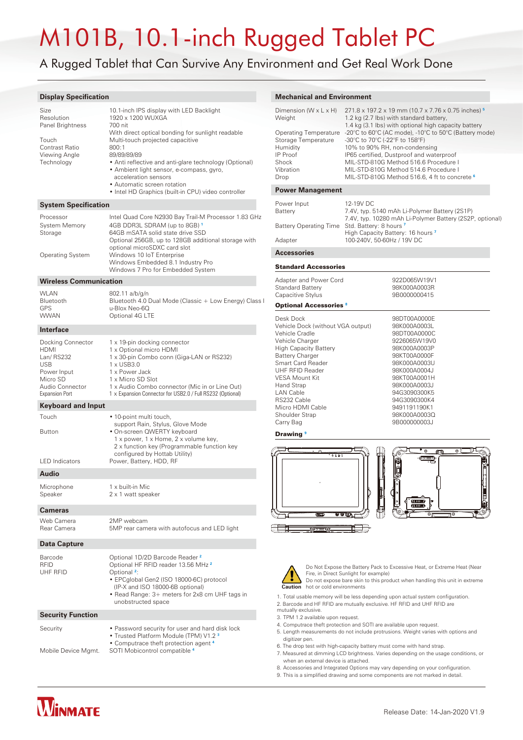# M101B, 10.1-inch Rugged Tablet PC

## A Rugged Tablet that Can Survive Any Environment and Get Real Work Done

### Display Specification

| | |
|---|---|
| Size | 10.1-inch IPS display with LED Backlight |
| Resolution | 1920 x 1200 WUXGA |
| Panel Brightness | 700 nit<br>With direct optical bonding for sunlight readable |
| Touch | Multi-touch projected capacitive |
| Contrast Ratio | 800:1 |
| Viewing Angle | 89/89/89/89 |
| Technology | • Anti reflective and anti-glare technology (Optional)<br>• Ambient light sensor, e-compass, gyro, acceleration sensors<br>• Automatic screen rotation<br>• Intel HD Graphics (built-in CPU) video controller |

### System Specification

| | |
|---|---|
| Processor | Intel Quad Core N2930 Bay Trail-M Processor 1.83 GHz |
| System Memory | 4GB DDR3L SDRAM (up to 8GB) [1] |
| Storage | 64GB mSATA solid state drive SSD<br>Optional 256GB, up to 128GB additional storage with optional microSDXC card slot |
| Operating System | Windows 10 IoT Enterprise<br>Windows Embedded 8.1 Industry Pro<br>Windows 7 Pro for Embedded System |

### Wireless Communication

| | |
|---|---|
| WLAN | 802.11 a/b/g/n |
| Bluetooth | Bluetooth 4.0 Dual Mode (Classic + Low Energy) Class I |
| GPS | u-Blox Neo-6Q |
| WWAN | Optional 4G LTE |

### Interface

| | |
|---|---|
| Docking Connector | 1 x 19-pin docking connector |
| HDMI | 1 x Optional micro HDMI |
| Lan/ RS232 | 1 x 30-pin Combo conn (Giga-LAN or RS232) |
| USB | 1 x USB3.0 |
| Power Input | 1 x Power Jack |
| Micro SD | 1 x Micro SD Slot |
| Audio Connector | 1 x Audio Combo connector (Mic in or Line Out) |
| Expansion Port | 1 x Expansion Connector for USB2.0 / Full RS232 (Optional) |

### Keyboard and Input

| | |
|---|---|
| Touch | • 10-point multi touch, support Rain, Stylus, Glove Mode |
| Button | • On-screen QWERTY keyboard<br>1 x power, 1 x Home, 2 x volume key,<br>2 x function key (Programmable function key configured by Hottab Utility) |
| LED Indicators | Power, Battery, HDD, RF |

### Audio

| | |
|---|---|
| Microphone | 1 x built-in Mic |
| Speaker | 2 x 1 watt speaker |

### Cameras

| | |
|---|---|
| Web Camera | 2MP webcam |
| Rear Camera | 5MP rear camera with autofocus and LED light |

### Data Capture

| | |
|---|---|
| Barcode | Optional 1D/2D Barcode Reader [2] |
| RFID | Optional HF RFID reader 13.56 MHz [2] |
| UHF RFID | Optional [2]:<br>• EPCglobal Gen2 (ISO 18000-6C) protocol (IP-X and ISO 18000-6B optional)<br>• Read Range: 3+ meters for 2x8 cm UHF tags in unobstructed space |

### Security Function

| | |
|---|---|
| Security | • Password security for user and hard disk lock<br>• Trusted Platform Module (TPM) V1.2 [3]<br>• Computrace theft protection agent [4] |
| Mobile Device Mgmt. | SOTI Mobicontrol compatible [4] |

### Mechanical and Environment

| | |
|---|---|
| Dimension (W x L x H) | 271.8 x 197.2 x 19 mm (10.7 x 7.76 x 0.75 inches) [5] |
| Weight | 1.2 kg (2.7 lbs) with standard battery,<br>1.4 kg (3.1 lbs) with optional high capacity battery |
| Operating Temperature | -20°C to 60°C (AC mode), -10°C to 50°C (Battery mode) |
| Storage Temperature | -30°C to 70°C (-22°F to 158°F) |
| Humidity | 10% to 90% RH, non-condensing |
| IP Proof | IP65 certified, Dustproof and waterproof |
| Shock | MIL-STD-810G Method 516.6 Procedure I |
| Vibration | MIL-STD-810G Method 514.6 Procedure I |
| Drop | MIL-STD-810G Method 516.6, 4 ft to concrete [6] |

### Power Management

| | |
|---|---|
| Power Input | 12-19V DC |
| Battery | 7.4V, typ. 5140 mAh Li-Polymer Battery (2S1P)<br>7.4V, typ. 10280 mAh Li-Polymer Battery (2S2P, optional) |
| Battery Operating Time | Std. Battery: 8 hours [7]<br>High Capacity Battery: 16 hours [7] |
| Adapter | 100-240V, 50-60Hz / 19V DC |

### Accessories

#### Standard Accessories

| | |
|---|---|
| Adapter and Power Cord | 922D065W19V1 |
| Standard Battery | 98K000A0003R |
| Capacitive Stylus | 9B0000000415 |

#### Optional Accessories [8]

| | |
|---|---|
| Desk Dock | 98DT00A0000E |
| Vehicle Dock (without VGA output) | 98K000A0003L |
| Vehicle Cradle | 98DT00A0000C |
| Vehicle Charger | 9226065W19V0 |
| High Capacity Battery | 98K000A0003P |
| Battery Charger | 98KT00A0000F |
| Smart Card Reader | 98K000A0003U |
| UHF RFID Reader | 98K000A0004J |
| VESA Mount Kit | 98KT00A0001H |
| Hand Strap | 98K000A0003J |
| LAN Cable | 94G3090300K5 |
| RS232 Cable | 94G3090300K4 |
| Micro HDMI Cable | 9491191190K1 |
| Shoulder Strap | 98K000A0003Q |
| Carry Bag | 9B000000003J |

#### Drawing [9]

**Caution**

Do Not Expose the Battery Pack to Excessive Heat, or Extreme Heat (Near Fire, in Direct Sunlight for example)
Do not expose bare skin to this product when handling this unit in extreme hot or cold environments

1. Total usable memory will be less depending upon actual system configuration.
2. Barcode and HF RFID are mutually exclusive. HF RFID and UHF RFID are mutually exclusive.
3. TPM 1.2 available upon request.
4. Computrace theft protection and SOTI are available upon request.
5. Length measurements do not include protrusions. Weight varies with options and digitizer pen.
6. The drop test with high-capacity battery must come with hand strap.
7. Measured at dimming LCD brightness. Varies depending on the usage conditions, or when an external device is attached.
8. Accessories and Integrated Options may vary depending on your configuration.
9. This is a simplified drawing and some components are not marked in detail.

WINMATE

Release Date: 14-Jan-2020 V1.9